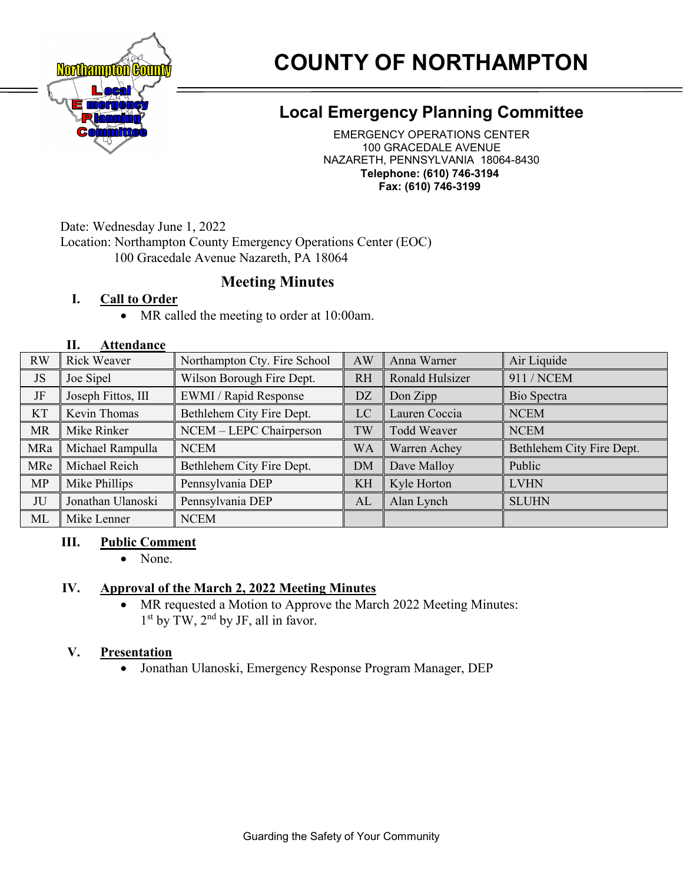# COUNTY OF NORTHAMPTON

## Local Emergency Planning Committee

EMERGENCY OPERATIONS CENTER
100 GRACEDALE AVENUE
NAZARETH, PENNSYLVANIA 18064-8430
**Telephone: (610) 746-3194**
**Fax: (610) 746-3199**

Date: Wednesday June 1, 2022
Location: Northampton County Emergency Operations Center (EOC)
100 Gracedale Avenue Nazareth, PA 18064

## Meeting Minutes

### I. Call to Order

- MR called the meeting to order at 10:00am.

### II. Attendance

| | | | | | |
|---|---|---|---|---|---|
| RW | Rick Weaver | Northampton Cty. Fire School | AW | Anna Warner | Air Liquide |
| JS | Joe Sipel | Wilson Borough Fire Dept. | RH | Ronald Hulsizer | 911 / NCEM |
| JF | Joseph Fittos, III | EWMI / Rapid Response | DZ | Don Zipp | Bio Spectra |
| KT | Kevin Thomas | Bethlehem City Fire Dept. | LC | Lauren Coccia | NCEM |
| MR | Mike Rinker | NCEM – LEPC Chairperson | TW | Todd Weaver | NCEM |
| MRa | Michael Rampulla | NCEM | WA | Warren Achey | Bethlehem City Fire Dept. |
| MRe | Michael Reich | Bethlehem City Fire Dept. | DM | Dave Malloy | Public |
| MP | Mike Phillips | Pennsylvania DEP | KH | Kyle Horton | LVHN |
| JU | Jonathan Ulanoski | Pennsylvania DEP | AL | Alan Lynch | SLUHN |
| ML | Mike Lenner | NCEM | | | |

### III. Public Comment

- None.

### IV. Approval of the March 2, 2022 Meeting Minutes

- MR requested a Motion to Approve the March 2022 Meeting Minutes:
  1st by TW, 2nd by JF, all in favor.

### V. Presentation

- Jonathan Ulanoski, Emergency Response Program Manager, DEP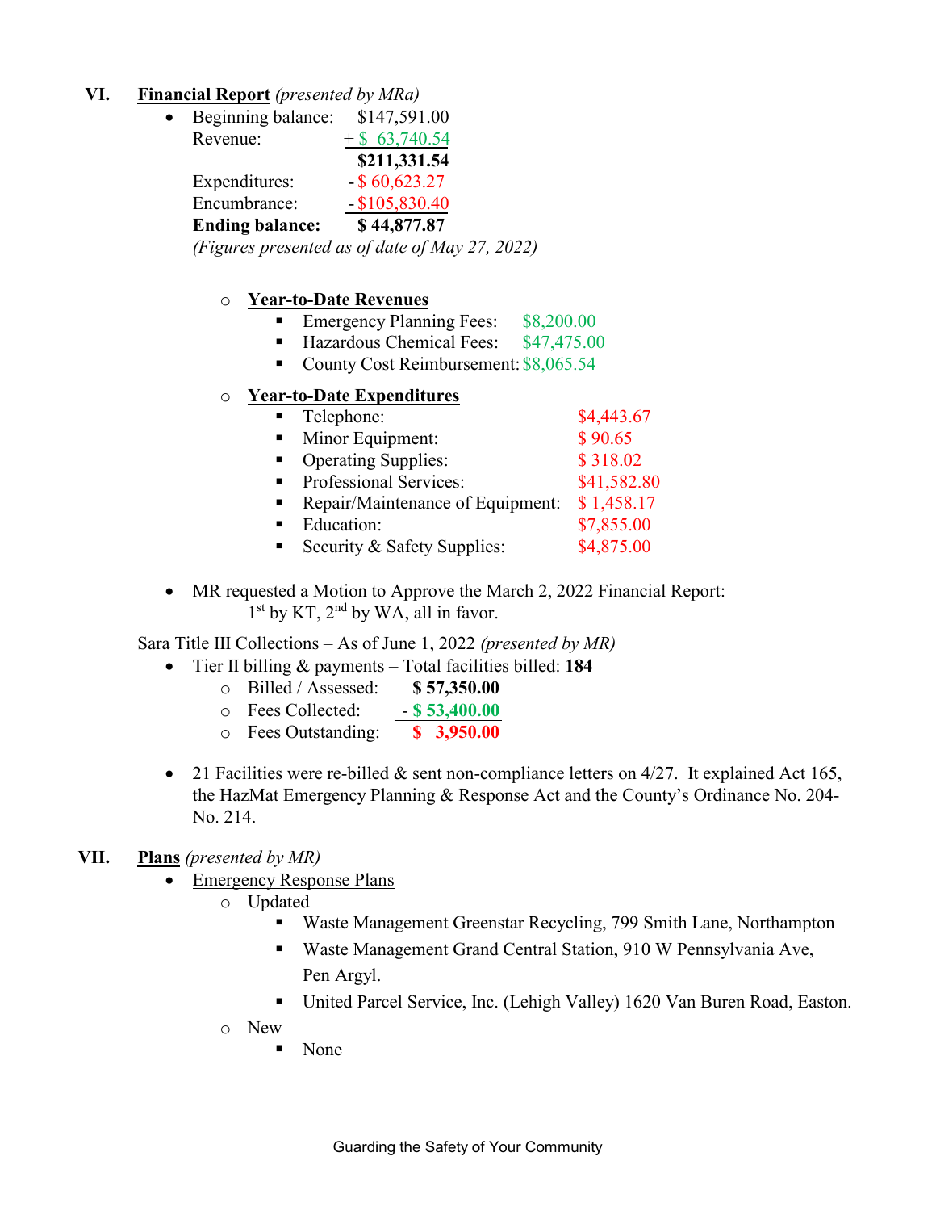## VI. Financial Report *(presented by MRa)*

- Beginning balance: $147,591.00
  Revenue: + $ 63,740.54
  **$211,331.54**
  Expenditures: - $ 60,623.27
  Encumbrance: - $105,830.40
  **Ending balance: $ 44,877.87**
  *(Figures presented as of date of May 27, 2022)*

  - **Year-to-Date Revenues**
    - Emergency Planning Fees: $8,200.00
    - Hazardous Chemical Fees: $47,475.00
    - County Cost Reimbursement: $8,065.54
  - **Year-to-Date Expenditures**
    - Telephone: $4,443.67
    - Minor Equipment: $ 90.65
    - Operating Supplies: $ 318.02
    - Professional Services: $41,582.80
    - Repair/Maintenance of Equipment: $ 1,458.17
    - Education: $7,855.00
    - Security & Safety Supplies: $4,875.00

- MR requested a Motion to Approve the March 2, 2022 Financial Report:
  1st by KT, 2nd by WA, all in favor.

Sara Title III Collections – As of June 1, 2022 *(presented by MR)*

- Tier II billing & payments – Total facilities billed: **184**
  - Billed / Assessed: **$ 57,350.00**
  - Fees Collected: **- $ 53,400.00**
  - Fees Outstanding: **$ 3,950.00**

- 21 Facilities were re-billed & sent non-compliance letters on 4/27. It explained Act 165, the HazMat Emergency Planning & Response Act and the County's Ordinance No. 204-No. 214.

## VII. Plans *(presented by MR)*

- Emergency Response Plans
  - Updated
    - Waste Management Greenstar Recycling, 799 Smith Lane, Northampton
    - Waste Management Grand Central Station, 910 W Pennsylvania Ave, Pen Argyl.
    - United Parcel Service, Inc. (Lehigh Valley) 1620 Van Buren Road, Easton.
  - New
    - None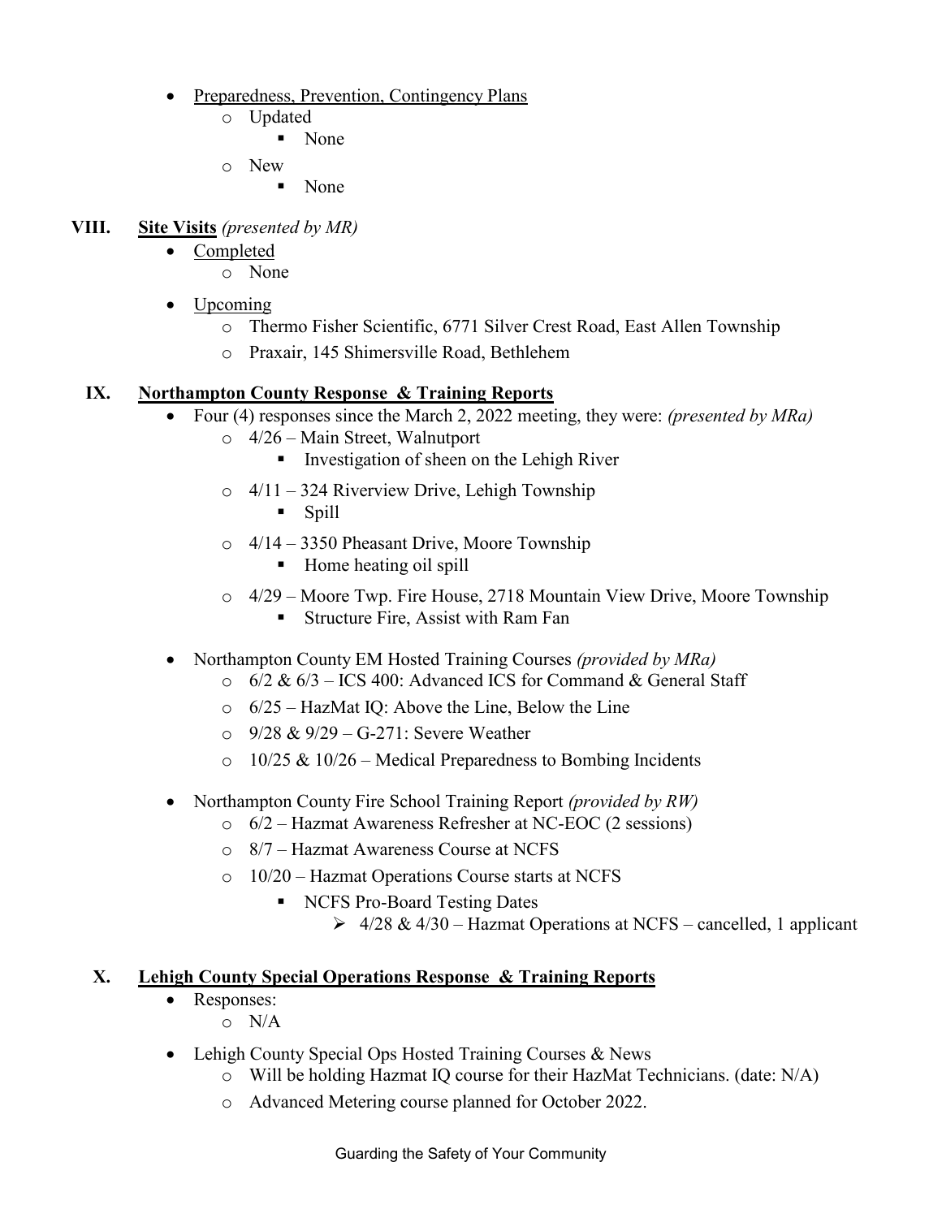- Preparedness, Prevention, Contingency Plans
  - Updated
    - None
  - New
    - None

## VIII. **Site Visits** *(presented by MR)*

- Completed
  - None
- Upcoming
  - Thermo Fisher Scientific, 6771 Silver Crest Road, East Allen Township
  - Praxair, 145 Shimersville Road, Bethlehem

## IX. **Northampton County Response & Training Reports**

- Four (4) responses since the March 2, 2022 meeting, they were: *(presented by MRa)*
  - 4/26 – Main Street, Walnutport
    - Investigation of sheen on the Lehigh River
  - 4/11 – 324 Riverview Drive, Lehigh Township
    - Spill
  - 4/14 – 3350 Pheasant Drive, Moore Township
    - Home heating oil spill
  - 4/29 – Moore Twp. Fire House, 2718 Mountain View Drive, Moore Township
    - Structure Fire, Assist with Ram Fan
- Northampton County EM Hosted Training Courses *(provided by MRa)*
  - 6/2 & 6/3 – ICS 400: Advanced ICS for Command & General Staff
  - 6/25 – HazMat IQ: Above the Line, Below the Line
  - 9/28 & 9/29 – G-271: Severe Weather
  - 10/25 & 10/26 – Medical Preparedness to Bombing Incidents
- Northampton County Fire School Training Report *(provided by RW)*
  - 6/2 – Hazmat Awareness Refresher at NC-EOC (2 sessions)
  - 8/7 – Hazmat Awareness Course at NCFS
  - 10/20 – Hazmat Operations Course starts at NCFS
    - NCFS Pro-Board Testing Dates
      - 4/28 & 4/30 – Hazmat Operations at NCFS – cancelled, 1 applicant

## X. **Lehigh County Special Operations Response & Training Reports**

- Responses:
  - N/A
- Lehigh County Special Ops Hosted Training Courses & News
  - Will be holding Hazmat IQ course for their HazMat Technicians. (date: N/A)
  - Advanced Metering course planned for October 2022.

Guarding the Safety of Your Community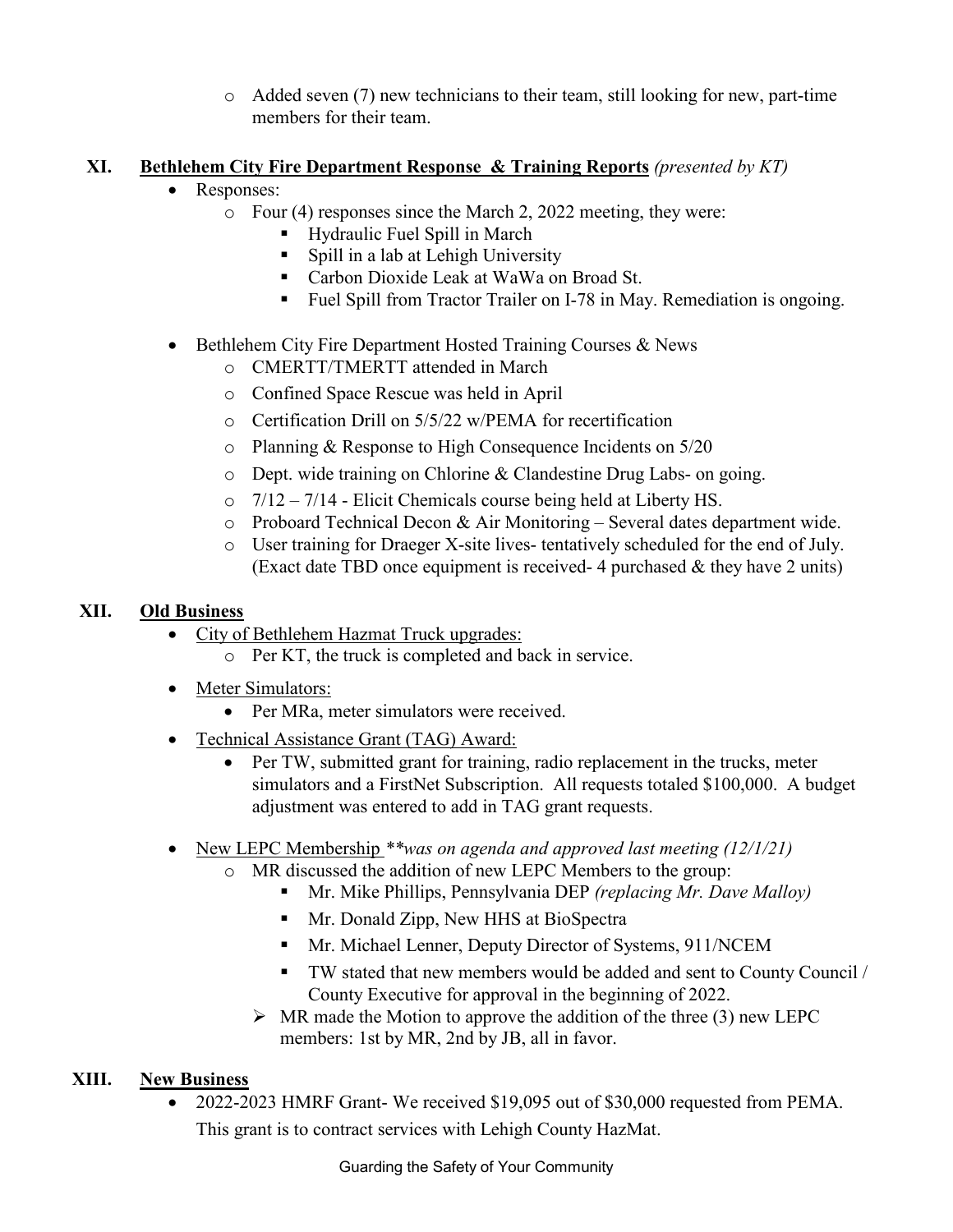- Added seven (7) new technicians to their team, still looking for new, part-time members for their team.

## XI. Bethlehem City Fire Department Response & Training Reports *(presented by KT)*

- Responses:
  - Four (4) responses since the March 2, 2022 meeting, they were:
    - Hydraulic Fuel Spill in March
    - Spill in a lab at Lehigh University
    - Carbon Dioxide Leak at WaWa on Broad St.
    - Fuel Spill from Tractor Trailer on I-78 in May. Remediation is ongoing.

- Bethlehem City Fire Department Hosted Training Courses & News
  - CMERTT/TMERTT attended in March
  - Confined Space Rescue was held in April
  - Certification Drill on 5/5/22 w/PEMA for recertification
  - Planning & Response to High Consequence Incidents on 5/20
  - Dept. wide training on Chlorine & Clandestine Drug Labs- on going.
  - 7/12 – 7/14 - Elicit Chemicals course being held at Liberty HS.
  - Proboard Technical Decon & Air Monitoring – Several dates department wide.
  - User training for Draeger X-site lives- tentatively scheduled for the end of July. (Exact date TBD once equipment is received- 4 purchased & they have 2 units)

## XII. Old Business

- City of Bethlehem Hazmat Truck upgrades:
  - Per KT, the truck is completed and back in service.
- Meter Simulators:
  - Per MRa, meter simulators were received.
- Technical Assistance Grant (TAG) Award:
  - Per TW, submitted grant for training, radio replacement in the trucks, meter simulators and a FirstNet Subscription. All requests totaled $100,000. A budget adjustment was entered to add in TAG grant requests.
- New LEPC Membership ***was on agenda and approved last meeting (12/1/21)*
  - MR discussed the addition of new LEPC Members to the group:
    - Mr. Mike Phillips, Pennsylvania DEP *(replacing Mr. Dave Malloy)*
    - Mr. Donald Zipp, New HHS at BioSpectra
    - Mr. Michael Lenner, Deputy Director of Systems, 911/NCEM
    - TW stated that new members would be added and sent to County Council / County Executive for approval in the beginning of 2022.
  - MR made the Motion to approve the addition of the three (3) new LEPC members: 1st by MR, 2nd by JB, all in favor.

## XIII. New Business

- 2022-2023 HMRF Grant- We received $19,095 out of $30,000 requested from PEMA. This grant is to contract services with Lehigh County HazMat.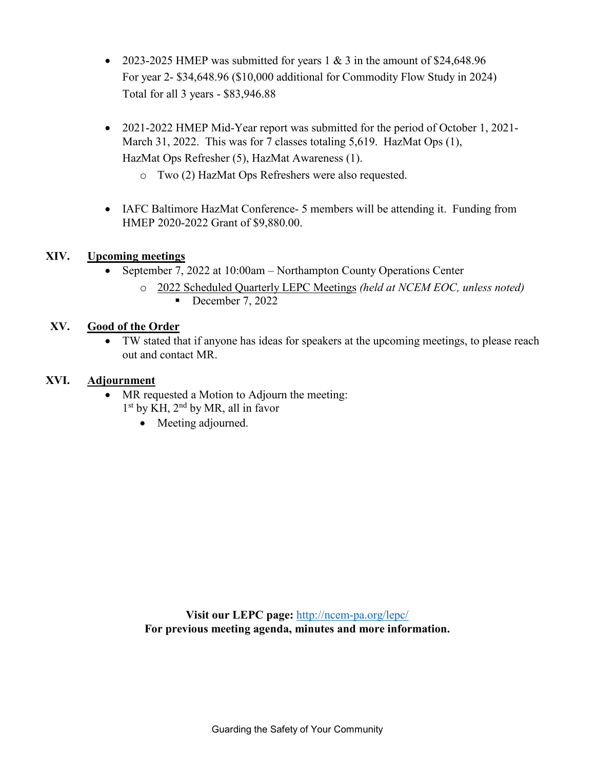- 2023-2025 HMEP was submitted for years 1 & 3 in the amount of $24,648.96
  For year 2- $34,648.96 ($10,000 additional for Commodity Flow Study in 2024)
  Total for all 3 years - $83,946.88

- 2021-2022 HMEP Mid-Year report was submitted for the period of October 1, 2021-March 31, 2022. This was for 7 classes totaling 5,619. HazMat Ops (1), HazMat Ops Refresher (5), HazMat Awareness (1).
  - Two (2) HazMat Ops Refreshers were also requested.

- IAFC Baltimore HazMat Conference- 5 members will be attending it. Funding from HMEP 2020-2022 Grant of $9,880.00.

## XIV. Upcoming meetings

- September 7, 2022 at 10:00am – Northampton County Operations Center
  - 2022 Scheduled Quarterly LEPC Meetings *(held at NCEM EOC, unless noted)*
    - December 7, 2022

## XV. Good of the Order

- TW stated that if anyone has ideas for speakers at the upcoming meetings, to please reach out and contact MR.

## XVI. Adjournment

- MR requested a Motion to Adjourn the meeting:
  1st by KH, 2nd by MR, all in favor
  - Meeting adjourned.

**Visit our LEPC page:** http://ncem-pa.org/lepc/
**For previous meeting agenda, minutes and more information.**

Guarding the Safety of Your Community